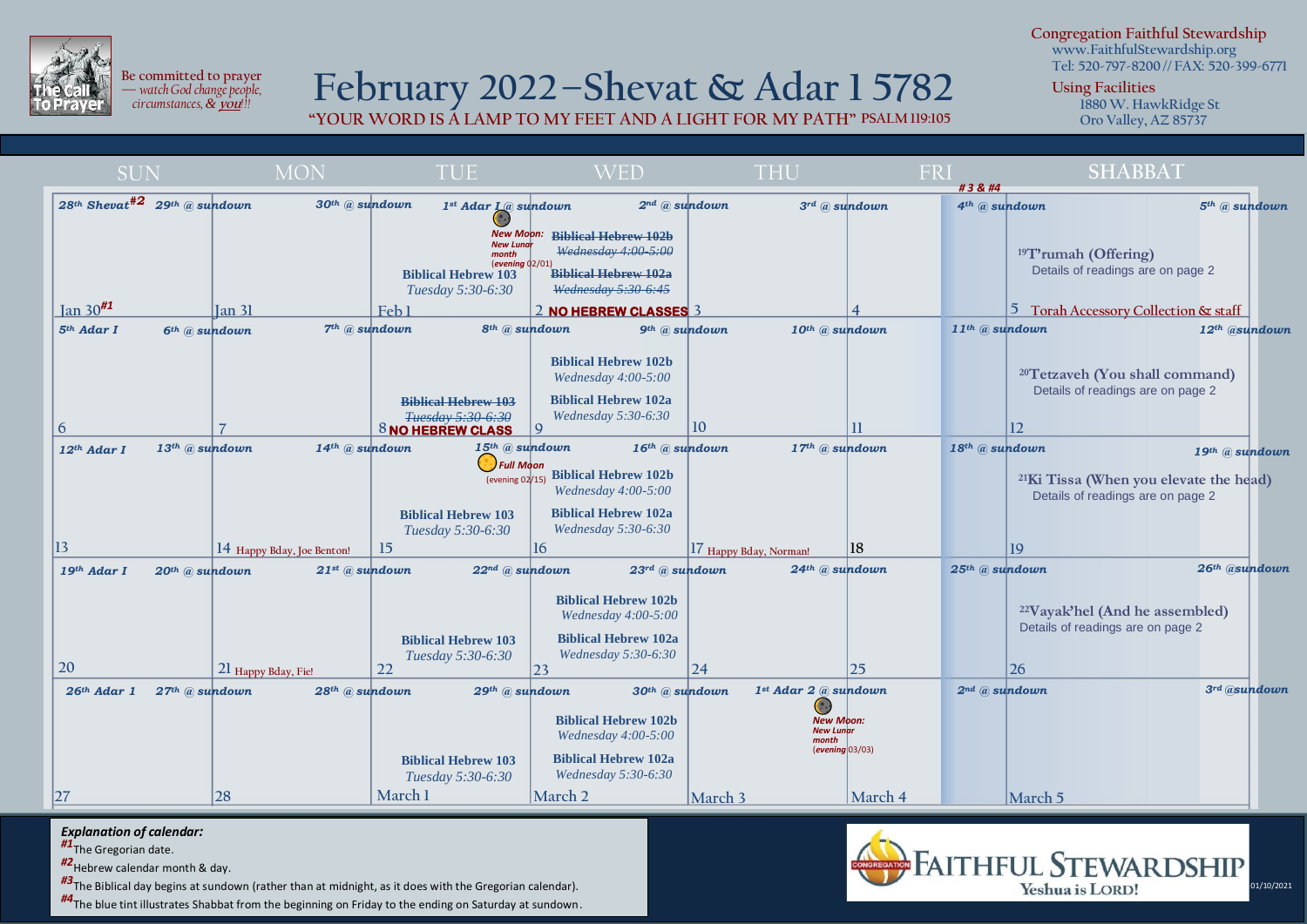Be committed to prayer — *watch God change people, circumstances, & you!!!*

# February 2022–Shevat & Adar 1 5782

**"YOUR WORD IS A LAMP TO MY FEET AND A LIGHT FOR MY PATH" PSALM 119:105**

**Congregation Faithful Stewardship**
www.FaithfulStewardship.org
Tel: 520-797-8200 // FAX: 520-399-6771

**Using Facilities**
1880 W. HawkRidge St
Oro Valley, AZ 85737

| SUN | MON | TUE | WED | THU | FRI #3 & #4 | SHABBAT |
|---|---|---|---|---|---|---|
| *28th Shevat*[#2] *29th @ sundown*<br><br>Jan 30[#1] | *30th @ sundown*<br><br>Jan 31 | *1st Adar I @ sundown*<br>New Moon: New Lunar month (evening 02/01)<br>**Biblical Hebrew 103** *Tuesday 5:30-6:30*<br>Feb 1 | *2nd @ sundown*<br>~~**Biblical Hebrew 102b** *Wednesday 4:00-5:00*~~<br>~~**Biblical Hebrew 102a** *Wednesday 5:30-6:45*~~<br>2 **NO HEBREW CLASSES** | *3rd @ sundown*<br><br>3 | *4th @ sundown*<br><br>4 | *5th @ sundown*<br>[19]T'rumah (Offering)<br>Details of readings are on page 2<br>5 Torah Accessory Collection & staff |
| *5th Adar I* *6th @ sundown*<br><br>6 | *7th @ sundown*<br><br>7 | *8th @ sundown*<br>~~**Biblical Hebrew 103** *Tuesday 5:30-6:30*~~<br>8 **NO HEBREW CLASS** | *9th @ sundown*<br>**Biblical Hebrew 102b** *Wednesday 4:00-5:00*<br>**Biblical Hebrew 102a** *Wednesday 5:30-6:30*<br>9 | *10th @ sundown*<br><br>10 | *11th @ sundown*<br><br>11 | *12th @sundown*<br>[20]Tetzaveh (You shall command)<br>Details of readings are on page 2<br>12 |
| *12th Adar I* *13th @ sundown*<br><br>13 | *14th @ sundown*<br><br>14 Happy Bday, Joe Benton! | *15th @ sundown*<br>Full Moon (evening 02/15)<br>**Biblical Hebrew 103** *Tuesday 5:30-6:30*<br>15 | *16th @ sundown*<br>**Biblical Hebrew 102b** *Wednesday 4:00-5:00*<br>**Biblical Hebrew 102a** *Wednesday 5:30-6:30*<br>16 | *17th @ sundown*<br><br>17 Happy Bday, Norman! | *18th @ sundown*<br><br>18 | *19th @ sundown*<br>[21]Ki Tissa (When you elevate the head)<br>Details of readings are on page 2<br>19 |
| *19th Adar I* *20th @ sundown*<br><br>20 | *21st @ sundown*<br><br>21 Happy Bday, Fie! | *22nd @ sundown*<br>**Biblical Hebrew 103** *Tuesday 5:30-6:30*<br>22 | *23rd @ sundown*<br>**Biblical Hebrew 102b** *Wednesday 4:00-5:00*<br>**Biblical Hebrew 102a** *Wednesday 5:30-6:30*<br>23 | *24th @ sundown*<br><br>24 | *25th @ sundown*<br><br>25 | *26th @sundown*<br>[22]Vayak'hel (And he assembled)<br>Details of readings are on page 2<br>26 |
| *26th Adar 1* *27th @ sundown*<br><br>27 | *28th @ sundown*<br><br>28 | *29th @ sundown*<br>**Biblical Hebrew 103** *Tuesday 5:30-6:30*<br>March 1 | *30th @ sundown*<br>**Biblical Hebrew 102b** *Wednesday 4:00-5:00*<br>**Biblical Hebrew 102a** *Wednesday 5:30-6:30*<br>March 2 | *1st Adar 2 @ sundown*<br>New Moon: New Lunar month (evening 03/03)<br>March 3 | *2nd @ sundown*<br><br>March 4 | *3rd @sundown*<br><br>March 5 |

***Explanation of calendar:***

[#1] The Gregorian date.

[#2] Hebrew calendar month & day.

[#3] The Biblical day begins at sundown (rather than at midnight, as it does with the Gregorian calendar).

[#4] The blue tint illustrates Shabbat from the beginning on Friday to the ending on Saturday at sundown.

CONGREGATION FAITHFUL STEWARDSHIP
Yeshua is LORD!

01/10/2021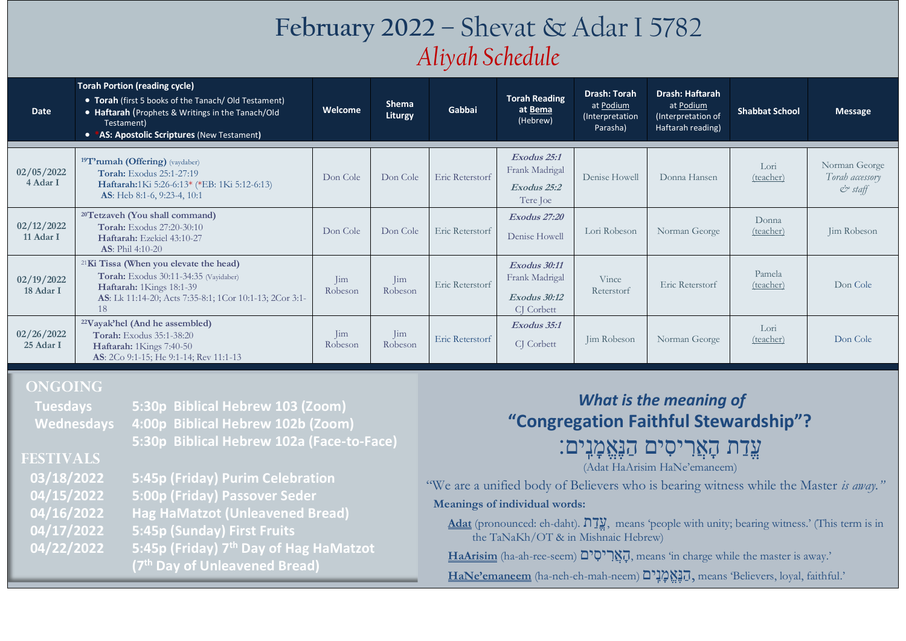# February 2022 – Shevat & Adar I 5782

## *Aliyah Schedule*

| Date | Torah Portion (reading cycle) • Torah (first 5 books of the Tanach/ Old Testament) • Haftarah (Prophets & Writings in the Tanach/Old Testament) • *AS: Apostolic Scriptures (New Testament) | Welcome | Shema Liturgy | Gabbai | Torah Reading at Bema (Hebrew) | Drash: Torah at Podium (Interpretation Parasha) | Drash: Haftarah at Podium (Interpretation of Haftarah reading) | Shabbat School | Message |
|---|---|---|---|---|---|---|---|---|---|
| 02/05/2022 4 Adar I | [19]T'rumah (Offering) (vaydaber) **Torah:** Exodus 25:1-27:19 **Haftarah:** 1Ki 5:26-6:13* (*EB: 1Ki 5:12-6:13) **AS**: Heb 8:1-6, 9:23-4, 10:1 | Don Cole | Don Cole | Eric Reterstorf | *Exodus 25:1* Frank Madrigal *Exodus 25:2* Tere Joe | Denise Howell | Donna Hansen | Lori (teacher) | Norman George *Torah accessory & staff* |
| 02/12/2022 11 Adar I | [20]Tetzaveh (You shall command) **Torah:** Exodus 27:20-30:10 **Haftarah:** Ezekiel 43:10-27 **AS**: Phil 4:10-20 | Don Cole | Don Cole | Eric Reterstorf | *Exodus 27:20* Denise Howell | Lori Robeson | Norman George | Donna (teacher) | Jim Robeson |
| 02/19/2022 18 Adar I | [21]Ki Tissa (When you elevate the head) **Torah:** Exodus 30:11-34:35 (Vayidaber) **Haftarah:** 1Kings 18:1-39 **AS**: Lk 11:14-20; Acts 7:35-8:1; 1Cor 10:1-13; 2Cor 3:1-18 | Jim Robeson | Jim Robeson | Eric Reterstorf | *Exodus 30:11* Frank Madrigal *Exodus 30:12* CJ Corbett | Vince Reterstorf | Eric Reterstorf | Pamela (teacher) | Don Cole |
| 02/26/2022 25 Adar I | [22]Vayak'hel (And he assembled) **Torah:** Exodus 35:1-38:20 **Haftarah:** 1Kings 7:40-50 **AS**: 2Co 9:1-15; He 9:1-14; Rev 11:1-13 | Jim Robeson | Jim Robeson | Eric Reterstorf | *Exodus 35:1* CJ Corbett | Jim Robeson | Norman George | Lori (teacher) | Don Cole |

## ONGOING

**Tuesdays** 5:30p Biblical Hebrew 103 (Zoom)
**Wednesdays** 4:00p Biblical Hebrew 102b (Zoom)
5:30p Biblical Hebrew 102a (Face-to-Face)

## FESTIVALS

**03/18/2022** 5:45p (Friday) Purim Celebration
**04/15/2022** 5:00p (Friday) Passover Seder
**04/16/2022** Hag HaMatzot (Unleavened Bread)
**04/17/2022** 5:45p (Sunday) First Fruits
**04/22/2022** 5:45p (Friday) 7th Day of Hag HaMatzot (7th Day of Unleavened Bread)

## *What is the meaning of* "Congregation Faithful Stewardship"?

עֲדַת הָאֲרִיסִים הַנֶּאֱמָנִים:

(Adat HaArisim HaNe'emaneem)

"We are a unified body of Believers who is bearing witness while the Master *is away.*"

**Meanings of individual words:**

**Adat** (pronounced: eh-daht). עֲדַת, means 'people with unity; bearing witness.' (This term is in the TaNaKh/OT & in Mishnaic Hebrew)

**HaArisim** (ha-ah-ree-seem) הָאֲרִיסִים, means 'in charge while the master is away.'

**HaNe'emaneem** (ha-neh-eh-mah-neem) הַנֶּאֱמָנִים, means 'Believers, loyal, faithful.'